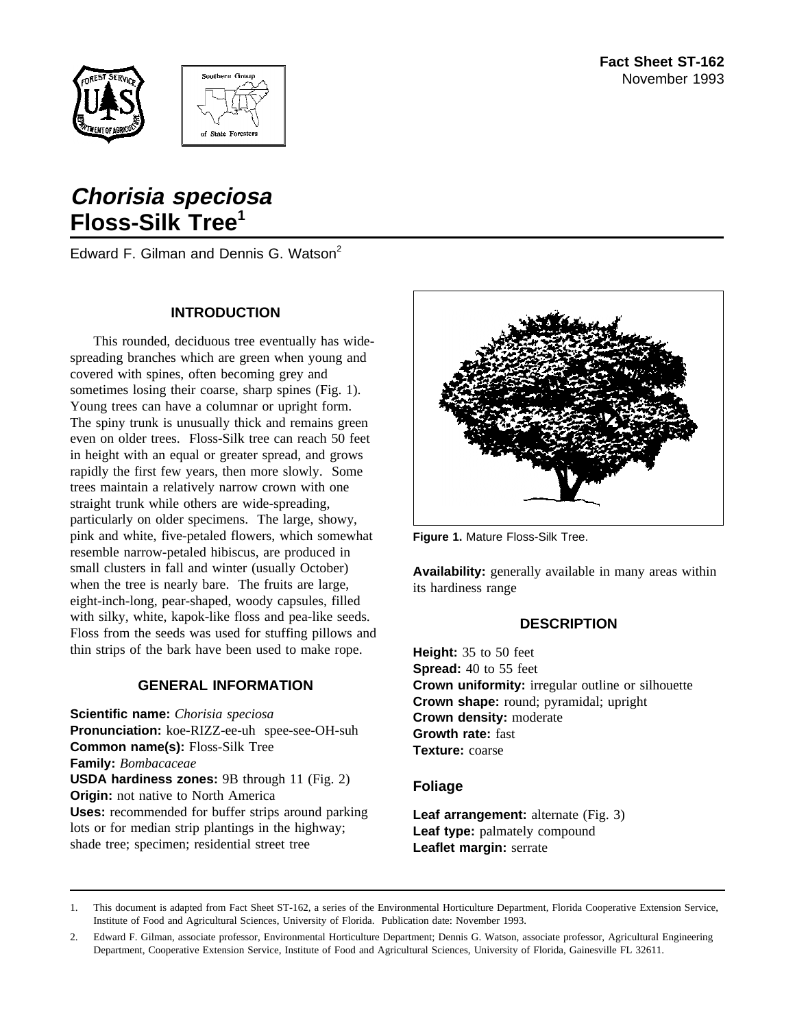Fact Sheet ST-162
November 1993

# *Chorisia speciosa* Floss-Silk Tree[1]

Edward F. Gilman and Dennis G. Watson[2]

## INTRODUCTION

This rounded, deciduous tree eventually has wide-spreading branches which are green when young and covered with spines, often becoming grey and sometimes losing their coarse, sharp spines (Fig. 1). Young trees can have a columnar or upright form. The spiny trunk is unusually thick and remains green even on older trees. Floss-Silk tree can reach 50 feet in height with an equal or greater spread, and grows rapidly the first few years, then more slowly. Some trees maintain a relatively narrow crown with one straight trunk while others are wide-spreading, particularly on older specimens. The large, showy, pink and white, five-petaled flowers, which somewhat resemble narrow-petaled hibiscus, are produced in small clusters in fall and winter (usually October) when the tree is nearly bare. The fruits are large, eight-inch-long, pear-shaped, woody capsules, filled with silky, white, kapok-like floss and pea-like seeds. Floss from the seeds was used for stuffing pillows and thin strips of the bark have been used to make rope.

## GENERAL INFORMATION

**Scientific name:** *Chorisia speciosa*
**Pronunciation:** koe-RIZZ-ee-uh spee-see-OH-suh
**Common name(s):** Floss-Silk Tree
**Family:** *Bombacaceae*
**USDA hardiness zones:** 9B through 11 (Fig. 2)
**Origin:** not native to North America
**Uses:** recommended for buffer strips around parking lots or for median strip plantings in the highway; shade tree; specimen; residential street tree

**Figure 1.** Mature Floss-Silk Tree.

**Availability:** generally available in many areas within its hardiness range

## DESCRIPTION

**Height:** 35 to 50 feet
**Spread:** 40 to 55 feet
**Crown uniformity:** irregular outline or silhouette
**Crown shape:** round; pyramidal; upright
**Crown density:** moderate
**Growth rate:** fast
**Texture:** coarse

### Foliage

**Leaf arrangement:** alternate (Fig. 3)
**Leaf type:** palmately compound
**Leaflet margin:** serrate

---

1. This document is adapted from Fact Sheet ST-162, a series of the Environmental Horticulture Department, Florida Cooperative Extension Service, Institute of Food and Agricultural Sciences, University of Florida. Publication date: November 1993.

2. Edward F. Gilman, associate professor, Environmental Horticulture Department; Dennis G. Watson, associate professor, Agricultural Engineering Department, Cooperative Extension Service, Institute of Food and Agricultural Sciences, University of Florida, Gainesville FL 32611.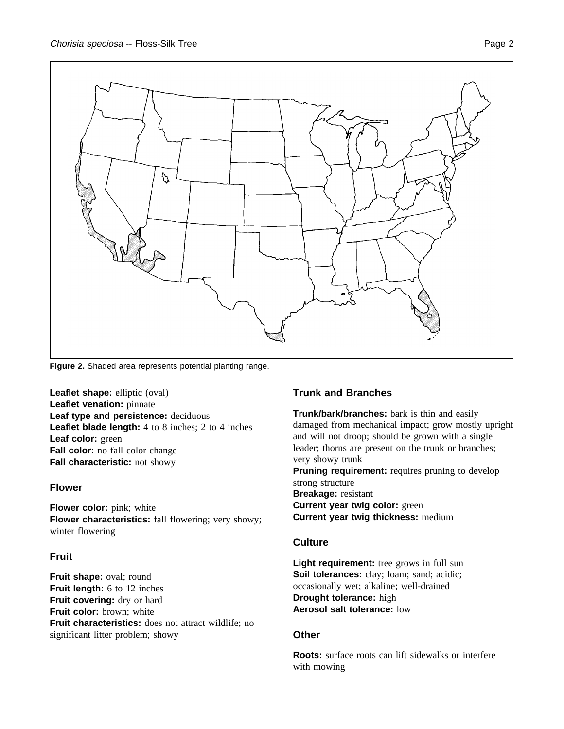**Figure 2.** Shaded area represents potential planting range.

**Leaflet shape:** elliptic (oval)
**Leaflet venation:** pinnate
**Leaf type and persistence:** deciduous
**Leaflet blade length:** 4 to 8 inches; 2 to 4 inches
**Leaf color:** green
**Fall color:** no fall color change
**Fall characteristic:** not showy

## Flower

**Flower color:** pink; white
**Flower characteristics:** fall flowering; very showy; winter flowering

## Fruit

**Fruit shape:** oval; round
**Fruit length:** 6 to 12 inches
**Fruit covering:** dry or hard
**Fruit color:** brown; white
**Fruit characteristics:** does not attract wildlife; no significant litter problem; showy

## Trunk and Branches

**Trunk/bark/branches:** bark is thin and easily damaged from mechanical impact; grow mostly upright and will not droop; should be grown with a single leader; thorns are present on the trunk or branches; very showy trunk
**Pruning requirement:** requires pruning to develop strong structure
**Breakage:** resistant
**Current year twig color:** green
**Current year twig thickness:** medium

## Culture

**Light requirement:** tree grows in full sun
**Soil tolerances:** clay; loam; sand; acidic; occasionally wet; alkaline; well-drained
**Drought tolerance:** high
**Aerosol salt tolerance:** low

## Other

**Roots:** surface roots can lift sidewalks or interfere with mowing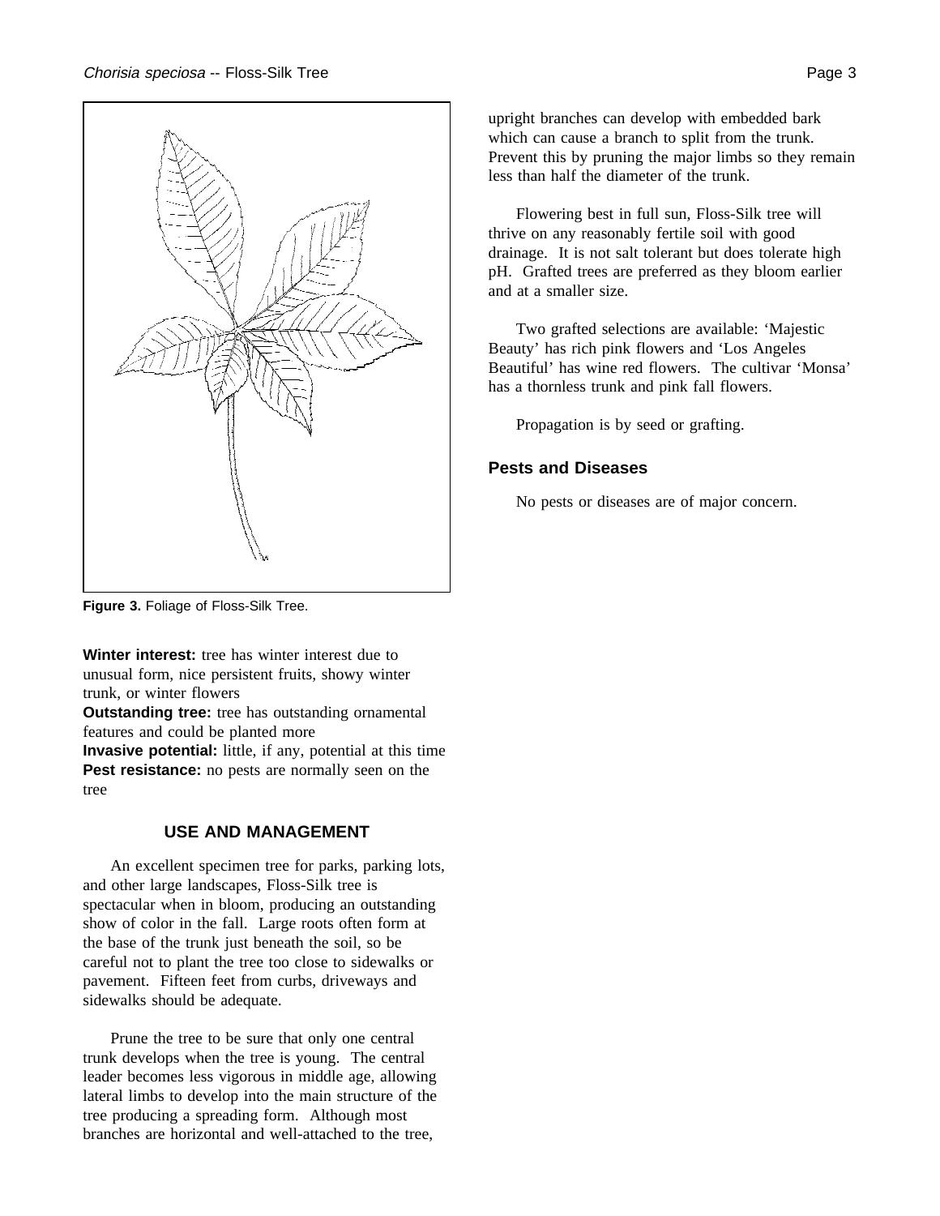Figure 3. Foliage of Floss-Silk Tree.

**Winter interest:** tree has winter interest due to unusual form, nice persistent fruits, showy winter trunk, or winter flowers
**Outstanding tree:** tree has outstanding ornamental features and could be planted more
**Invasive potential:** little, if any, potential at this time
**Pest resistance:** no pests are normally seen on the tree

## USE AND MANAGEMENT

An excellent specimen tree for parks, parking lots, and other large landscapes, Floss-Silk tree is spectacular when in bloom, producing an outstanding show of color in the fall. Large roots often form at the base of the trunk just beneath the soil, so be careful not to plant the tree too close to sidewalks or pavement. Fifteen feet from curbs, driveways and sidewalks should be adequate.

Prune the tree to be sure that only one central trunk develops when the tree is young. The central leader becomes less vigorous in middle age, allowing lateral limbs to develop into the main structure of the tree producing a spreading form. Although most branches are horizontal and well-attached to the tree, upright branches can develop with embedded bark which can cause a branch to split from the trunk. Prevent this by pruning the major limbs so they remain less than half the diameter of the trunk.

Flowering best in full sun, Floss-Silk tree will thrive on any reasonably fertile soil with good drainage. It is not salt tolerant but does tolerate high pH. Grafted trees are preferred as they bloom earlier and at a smaller size.

Two grafted selections are available: 'Majestic Beauty' has rich pink flowers and 'Los Angeles Beautiful' has wine red flowers. The cultivar 'Monsa' has a thornless trunk and pink fall flowers.

Propagation is by seed or grafting.

### Pests and Diseases

No pests or diseases are of major concern.